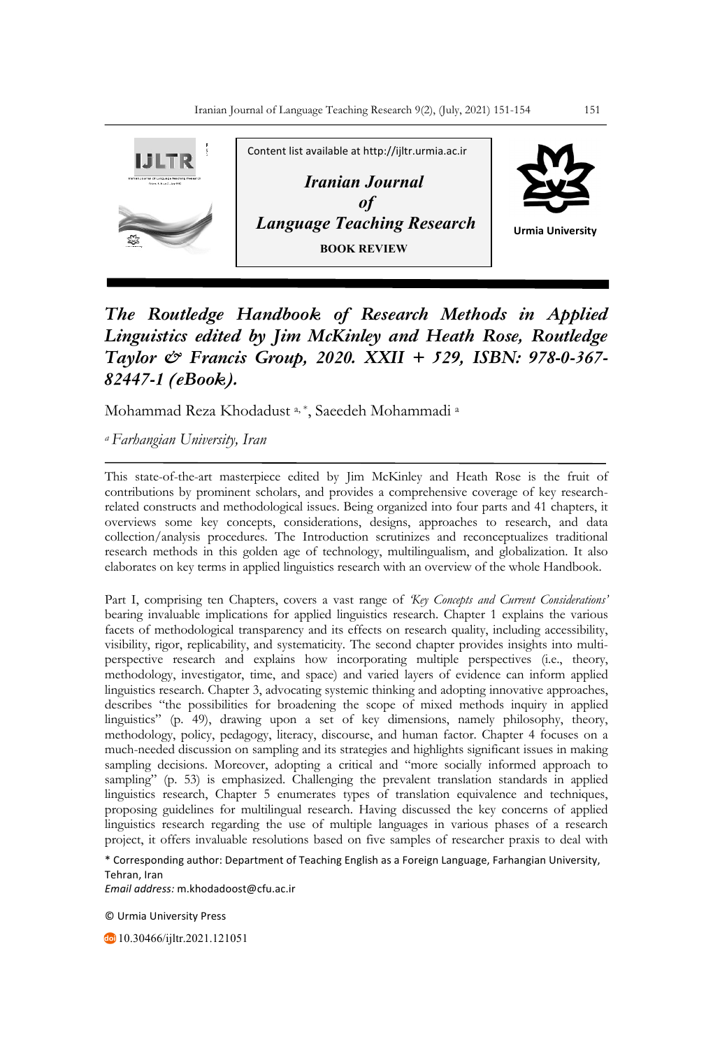Content list available at http://ijltr.urmia.ac.ir

*Iranian Journal of Language Teaching Research*

**BOOK REVIEW**

Urmia University

# *The Routledge Handbook of Research Methods in Applied Linguistics edited by Jim McKinley and Heath Rose, Routledge Taylor & Francis Group, 2020. XXII + 529, ISBN: 978-0-367-82447-1 (eBook).*

Mohammad Reza Khodadust [a, *], Saeedeh Mohammadi [a]

[a] *Farhangian University, Iran*

This state-of-the-art masterpiece edited by Jim McKinley and Heath Rose is the fruit of contributions by prominent scholars, and provides a comprehensive coverage of key research-related constructs and methodological issues. Being organized into four parts and 41 chapters, it overviews some key concepts, considerations, designs, approaches to research, and data collection/analysis procedures. The Introduction scrutinizes and reconceptualizes traditional research methods in this golden age of technology, multilingualism, and globalization. It also elaborates on key terms in applied linguistics research with an overview of the whole Handbook.

Part I, comprising ten Chapters, covers a vast range of *'Key Concepts and Current Considerations'* bearing invaluable implications for applied linguistics research. Chapter 1 explains the various facets of methodological transparency and its effects on research quality, including accessibility, visibility, rigor, replicability, and systematicity. The second chapter provides insights into multi-perspective research and explains how incorporating multiple perspectives (i.e., theory, methodology, investigator, time, and space) and varied layers of evidence can inform applied linguistics research. Chapter 3, advocating systemic thinking and adopting innovative approaches, describes "the possibilities for broadening the scope of mixed methods inquiry in applied linguistics" (p. 49), drawing upon a set of key dimensions, namely philosophy, theory, methodology, policy, pedagogy, literacy, discourse, and human factor. Chapter 4 focuses on a much-needed discussion on sampling and its strategies and highlights significant issues in making sampling decisions. Moreover, adopting a critical and "more socially informed approach to sampling" (p. 53) is emphasized. Challenging the prevalent translation standards in applied linguistics research, Chapter 5 enumerates types of translation equivalence and techniques, proposing guidelines for multilingual research. Having discussed the key concerns of applied linguistics research regarding the use of multiple languages in various phases of a research project, it offers invaluable resolutions based on five samples of researcher praxis to deal with

\* Corresponding author: Department of Teaching English as a Foreign Language, Farhangian University, Tehran, Iran
*Email address:* m.khodadoost@cfu.ac.ir

© Urmia University Press

10.30466/ijltr.2021.121051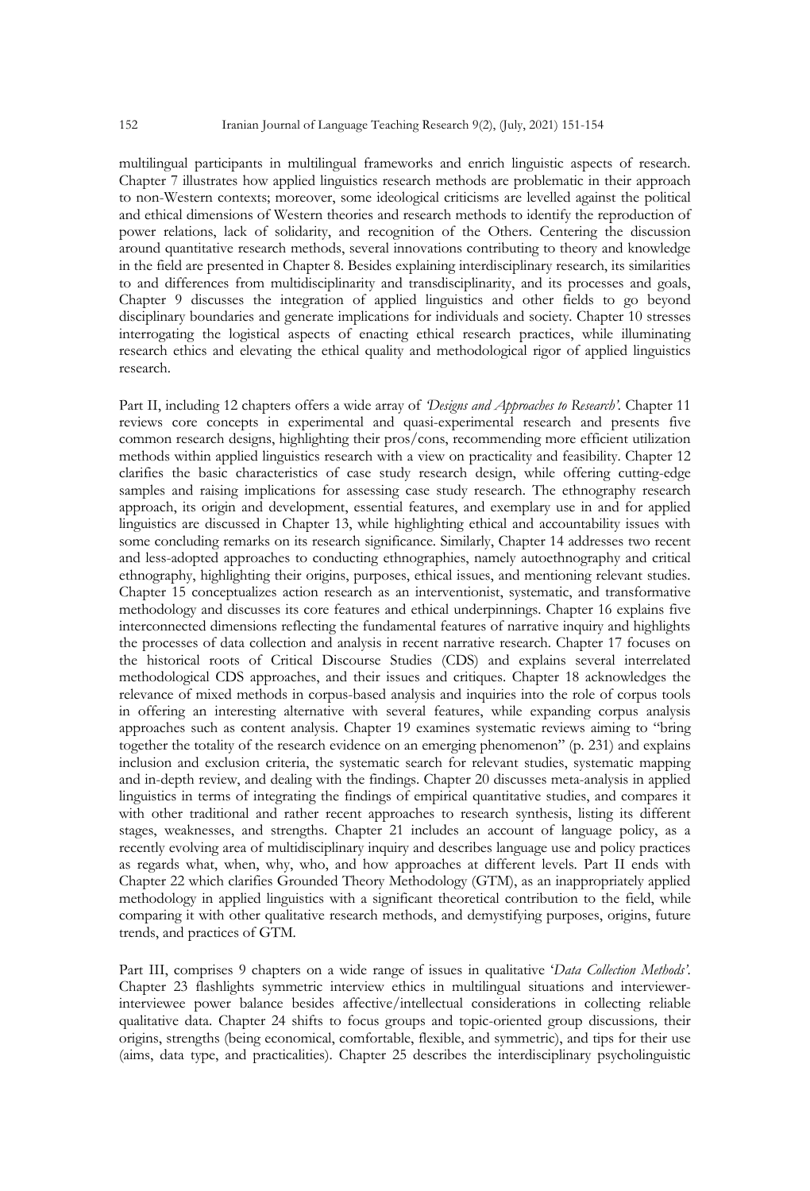multilingual participants in multilingual frameworks and enrich linguistic aspects of research. Chapter 7 illustrates how applied linguistics research methods are problematic in their approach to non-Western contexts; moreover, some ideological criticisms are levelled against the political and ethical dimensions of Western theories and research methods to identify the reproduction of power relations, lack of solidarity, and recognition of the Others. Centering the discussion around quantitative research methods, several innovations contributing to theory and knowledge in the field are presented in Chapter 8. Besides explaining interdisciplinary research, its similarities to and differences from multidisciplinarity and transdisciplinarity, and its processes and goals, Chapter 9 discusses the integration of applied linguistics and other fields to go beyond disciplinary boundaries and generate implications for individuals and society. Chapter 10 stresses interrogating the logistical aspects of enacting ethical research practices, while illuminating research ethics and elevating the ethical quality and methodological rigor of applied linguistics research.

Part II, including 12 chapters offers a wide array of *'Designs and Approaches to Research'*. Chapter 11 reviews core concepts in experimental and quasi-experimental research and presents five common research designs, highlighting their pros/cons, recommending more efficient utilization methods within applied linguistics research with a view on practicality and feasibility. Chapter 12 clarifies the basic characteristics of case study research design, while offering cutting-edge samples and raising implications for assessing case study research. The ethnography research approach, its origin and development, essential features, and exemplary use in and for applied linguistics are discussed in Chapter 13, while highlighting ethical and accountability issues with some concluding remarks on its research significance. Similarly, Chapter 14 addresses two recent and less-adopted approaches to conducting ethnographies, namely autoethnography and critical ethnography, highlighting their origins, purposes, ethical issues, and mentioning relevant studies. Chapter 15 conceptualizes action research as an interventionist, systematic, and transformative methodology and discusses its core features and ethical underpinnings. Chapter 16 explains five interconnected dimensions reflecting the fundamental features of narrative inquiry and highlights the processes of data collection and analysis in recent narrative research. Chapter 17 focuses on the historical roots of Critical Discourse Studies (CDS) and explains several interrelated methodological CDS approaches, and their issues and critiques. Chapter 18 acknowledges the relevance of mixed methods in corpus-based analysis and inquiries into the role of corpus tools in offering an interesting alternative with several features, while expanding corpus analysis approaches such as content analysis. Chapter 19 examines systematic reviews aiming to "bring together the totality of the research evidence on an emerging phenomenon" (p. 231) and explains inclusion and exclusion criteria, the systematic search for relevant studies, systematic mapping and in-depth review, and dealing with the findings. Chapter 20 discusses meta-analysis in applied linguistics in terms of integrating the findings of empirical quantitative studies, and compares it with other traditional and rather recent approaches to research synthesis, listing its different stages, weaknesses, and strengths. Chapter 21 includes an account of language policy, as a recently evolving area of multidisciplinary inquiry and describes language use and policy practices as regards what, when, why, who, and how approaches at different levels. Part II ends with Chapter 22 which clarifies Grounded Theory Methodology (GTM), as an inappropriately applied methodology in applied linguistics with a significant theoretical contribution to the field, while comparing it with other qualitative research methods, and demystifying purposes, origins, future trends, and practices of GTM.

Part III, comprises 9 chapters on a wide range of issues in qualitative '*Data Collection Methods'*. Chapter 23 flashlights symmetric interview ethics in multilingual situations and interviewer-interviewee power balance besides affective/intellectual considerations in collecting reliable qualitative data. Chapter 24 shifts to focus groups and topic-oriented group discussions*,* their origins, strengths (being economical, comfortable, flexible, and symmetric), and tips for their use (aims, data type, and practicalities). Chapter 25 describes the interdisciplinary psycholinguistic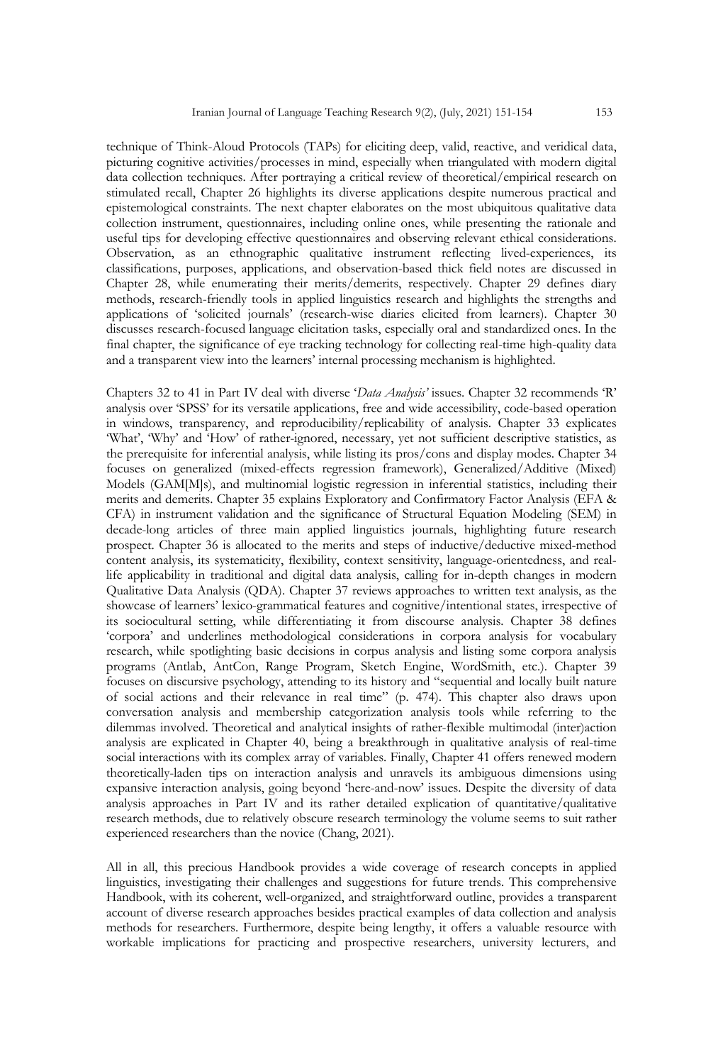technique of Think-Aloud Protocols (TAPs) for eliciting deep, valid, reactive, and veridical data, picturing cognitive activities/processes in mind, especially when triangulated with modern digital data collection techniques. After portraying a critical review of theoretical/empirical research on stimulated recall, Chapter 26 highlights its diverse applications despite numerous practical and epistemological constraints. The next chapter elaborates on the most ubiquitous qualitative data collection instrument, questionnaires, including online ones, while presenting the rationale and useful tips for developing effective questionnaires and observing relevant ethical considerations. Observation, as an ethnographic qualitative instrument reflecting lived-experiences, its classifications, purposes, applications, and observation-based thick field notes are discussed in Chapter 28, while enumerating their merits/demerits, respectively. Chapter 29 defines diary methods, research-friendly tools in applied linguistics research and highlights the strengths and applications of 'solicited journals' (research-wise diaries elicited from learners). Chapter 30 discusses research-focused language elicitation tasks, especially oral and standardized ones. In the final chapter, the significance of eye tracking technology for collecting real-time high-quality data and a transparent view into the learners' internal processing mechanism is highlighted.

Chapters 32 to 41 in Part IV deal with diverse '*Data Analysis'* issues. Chapter 32 recommends 'R' analysis over 'SPSS' for its versatile applications, free and wide accessibility, code-based operation in windows, transparency, and reproducibility/replicability of analysis. Chapter 33 explicates 'What', 'Why' and 'How' of rather-ignored, necessary, yet not sufficient descriptive statistics, as the prerequisite for inferential analysis, while listing its pros/cons and display modes. Chapter 34 focuses on generalized (mixed-effects regression framework), Generalized/Additive (Mixed) Models (GAM[M]s), and multinomial logistic regression in inferential statistics, including their merits and demerits. Chapter 35 explains Exploratory and Confirmatory Factor Analysis (EFA & CFA) in instrument validation and the significance of Structural Equation Modeling (SEM) in decade-long articles of three main applied linguistics journals, highlighting future research prospect. Chapter 36 is allocated to the merits and steps of inductive/deductive mixed-method content analysis, its systematicity, flexibility, context sensitivity, language-orientedness, and real-life applicability in traditional and digital data analysis, calling for in-depth changes in modern Qualitative Data Analysis (QDA). Chapter 37 reviews approaches to written text analysis, as the showcase of learners' lexico-grammatical features and cognitive/intentional states, irrespective of its sociocultural setting, while differentiating it from discourse analysis. Chapter 38 defines 'corpora' and underlines methodological considerations in corpora analysis for vocabulary research, while spotlighting basic decisions in corpus analysis and listing some corpora analysis programs (Antlab, AntCon, Range Program, Sketch Engine, WordSmith, etc.). Chapter 39 focuses on discursive psychology, attending to its history and "sequential and locally built nature of social actions and their relevance in real time" (p. 474). This chapter also draws upon conversation analysis and membership categorization analysis tools while referring to the dilemmas involved. Theoretical and analytical insights of rather-flexible multimodal (inter)action analysis are explicated in Chapter 40, being a breakthrough in qualitative analysis of real-time social interactions with its complex array of variables. Finally, Chapter 41 offers renewed modern theoretically-laden tips on interaction analysis and unravels its ambiguous dimensions using expansive interaction analysis, going beyond 'here-and-now' issues. Despite the diversity of data analysis approaches in Part IV and its rather detailed explication of quantitative/qualitative research methods, due to relatively obscure research terminology the volume seems to suit rather experienced researchers than the novice (Chang, 2021).

All in all, this precious Handbook provides a wide coverage of research concepts in applied linguistics, investigating their challenges and suggestions for future trends. This comprehensive Handbook, with its coherent, well-organized, and straightforward outline, provides a transparent account of diverse research approaches besides practical examples of data collection and analysis methods for researchers. Furthermore, despite being lengthy, it offers a valuable resource with workable implications for practicing and prospective researchers, university lecturers, and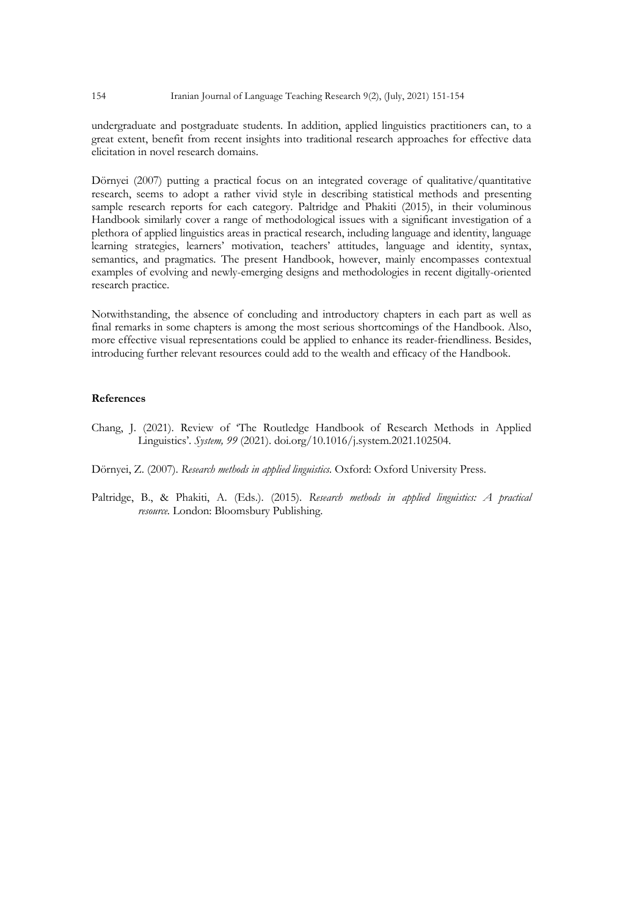undergraduate and postgraduate students. In addition, applied linguistics practitioners can, to a great extent, benefit from recent insights into traditional research approaches for effective data elicitation in novel research domains.

Dörnyei (2007) putting a practical focus on an integrated coverage of qualitative/quantitative research, seems to adopt a rather vivid style in describing statistical methods and presenting sample research reports for each category. Paltridge and Phakiti (2015), in their voluminous Handbook similarly cover a range of methodological issues with a significant investigation of a plethora of applied linguistics areas in practical research, including language and identity, language learning strategies, learners' motivation, teachers' attitudes, language and identity, syntax, semantics, and pragmatics. The present Handbook, however, mainly encompasses contextual examples of evolving and newly-emerging designs and methodologies in recent digitally-oriented research practice.

Notwithstanding, the absence of concluding and introductory chapters in each part as well as final remarks in some chapters is among the most serious shortcomings of the Handbook. Also, more effective visual representations could be applied to enhance its reader-friendliness. Besides, introducing further relevant resources could add to the wealth and efficacy of the Handbook.

## References

Chang, J. (2021). Review of 'The Routledge Handbook of Research Methods in Applied Linguistics'. *System, 99* (2021). doi.org/10.1016/j.system.2021.102504.

Dörnyei, Z. (2007). *Research methods in applied linguistics*. Oxford: Oxford University Press.

Paltridge, B., & Phakiti, A. (Eds.). (2015). *Research methods in applied linguistics: A practical resource*. London: Bloomsbury Publishing.